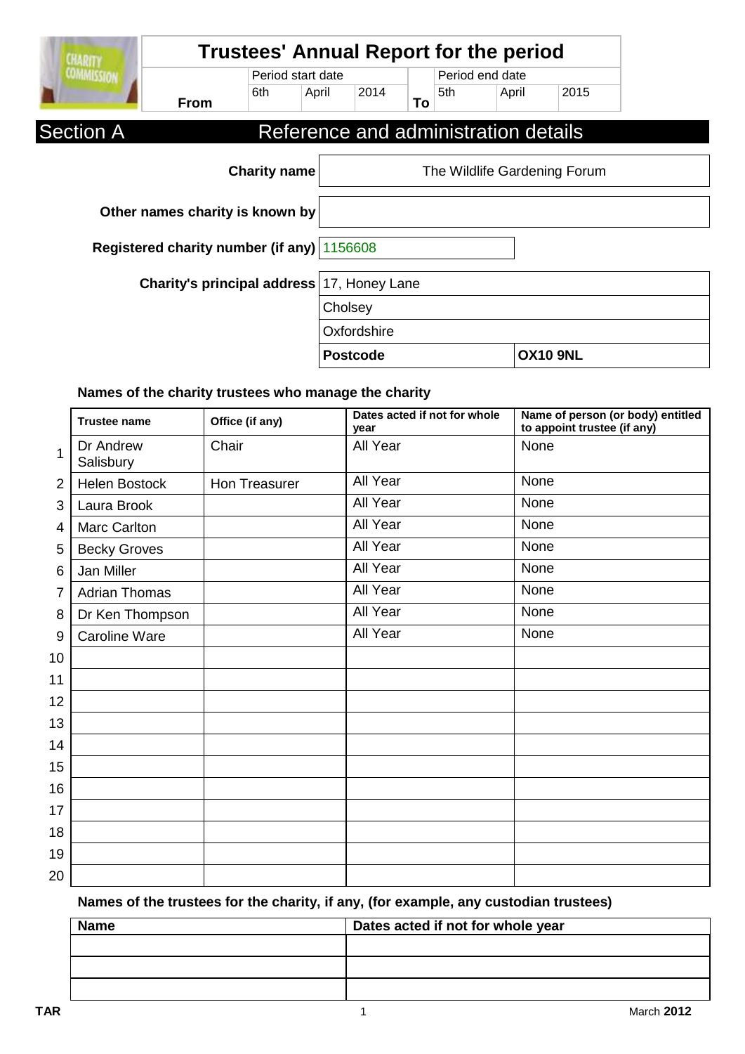# Trustees' Annual Report for the period

| | Period start date | | | | Period end date | | |
|---|---|---|---|---|---|---|---|
| From | 6th | April | 2014 | To | 5th | April | 2015 |

## Section A — Reference and administration details

| | |
|---|---|
| **Charity name** | The Wildlife Gardening Forum |
| **Other names charity is known by** | |
| **Registered charity number (if any)** | 1156608 |
| **Charity's principal address** | 17, Honey Lane |
| | Cholsey |
| | Oxfordshire |
| | **Postcode** **OX10 9NL** |

### Names of the charity trustees who manage the charity

| | Trustee name | Office (if any) | Dates acted if not for whole year | Name of person (or body) entitled to appoint trustee (if any) |
|---|---|---|---|---|
| 1 | Dr Andrew Salisbury | Chair | All Year | None |
| 2 | Helen Bostock | Hon Treasurer | All Year | None |
| 3 | Laura Brook | | All Year | None |
| 4 | Marc Carlton | | All Year | None |
| 5 | Becky Groves | | All Year | None |
| 6 | Jan Miller | | All Year | None |
| 7 | Adrian Thomas | | All Year | None |
| 8 | Dr Ken Thompson | | All Year | None |
| 9 | Caroline Ware | | All Year | None |
| 10 | | | | |
| 11 | | | | |
| 12 | | | | |
| 13 | | | | |
| 14 | | | | |
| 15 | | | | |
| 16 | | | | |
| 17 | | | | |
| 18 | | | | |
| 19 | | | | |
| 20 | | | | |

### Names of the trustees for the charity, if any, (for example, any custodian trustees)

| Name | Dates acted if not for whole year |
|---|---|
| | |
| | |
| | |

TAR — March 2012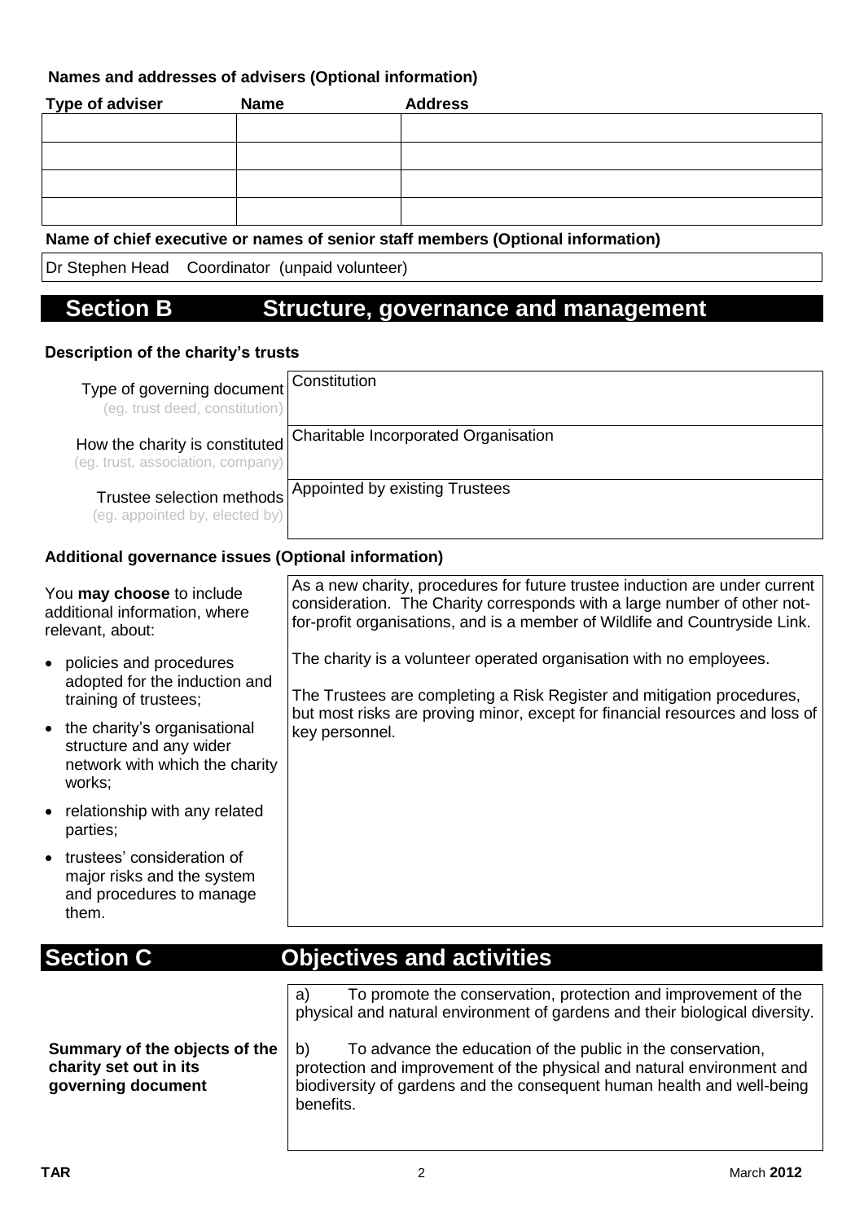**Names and addresses of advisers (Optional information)**

| Type of adviser | Name | Address |
| --- | --- | --- |
| | | |
| | | |
| | | |
| | | |

**Name of chief executive or names of senior staff members (Optional information)**

Dr Stephen Head Coordinator (unpaid volunteer)

# Section B Structure, governance and management

**Description of the charity's trusts**

| | |
| --- | --- |
| Type of governing document (eg. trust deed, constitution) | Constitution |
| How the charity is constituted (eg. trust, association, company) | Charitable Incorporated Organisation |
| Trustee selection methods (eg. appointed by, elected by) | Appointed by existing Trustees |

**Additional governance issues (Optional information)**

You **may choose** to include additional information, where relevant, about:

- policies and procedures adopted for the induction and training of trustees;
- the charity's organisational structure and any wider network with which the charity works;
- relationship with any related parties;
- trustees' consideration of major risks and the system and procedures to manage them.

As a new charity, procedures for future trustee induction are under current consideration. The Charity corresponds with a large number of other not-for-profit organisations, and is a member of Wildlife and Countryside Link.

The charity is a volunteer operated organisation with no employees.

The Trustees are completing a Risk Register and mitigation procedures, but most risks are proving minor, except for financial resources and loss of key personnel.

# Section C Objectives and activities

**Summary of the objects of the charity set out in its governing document**

a) To promote the conservation, protection and improvement of the physical and natural environment of gardens and their biological diversity.

b) To advance the education of the public in the conservation, protection and improvement of the physical and natural environment and biodiversity of gardens and the consequent human health and well-being benefits.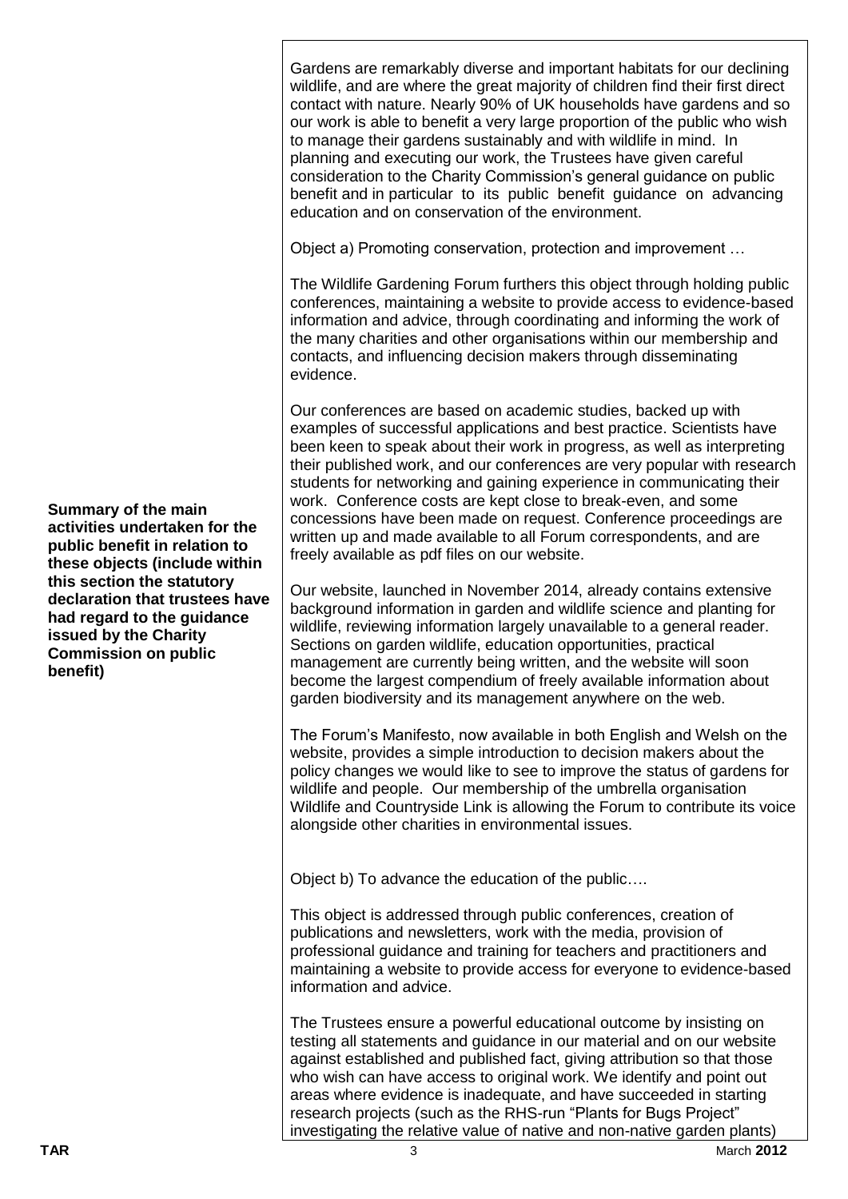**Summary of the main activities undertaken for the public benefit in relation to these objects (include within this section the statutory declaration that trustees have had regard to the guidance issued by the Charity Commission on public benefit)**

Gardens are remarkably diverse and important habitats for our declining wildlife, and are where the great majority of children find their first direct contact with nature. Nearly 90% of UK households have gardens and so our work is able to benefit a very large proportion of the public who wish to manage their gardens sustainably and with wildlife in mind. In planning and executing our work, the Trustees have given careful consideration to the Charity Commission's general guidance on public benefit and in particular to its public benefit guidance on advancing education and on conservation of the environment.

Object a) Promoting conservation, protection and improvement …

The Wildlife Gardening Forum furthers this object through holding public conferences, maintaining a website to provide access to evidence-based information and advice, through coordinating and informing the work of the many charities and other organisations within our membership and contacts, and influencing decision makers through disseminating evidence.

Our conferences are based on academic studies, backed up with examples of successful applications and best practice. Scientists have been keen to speak about their work in progress, as well as interpreting their published work, and our conferences are very popular with research students for networking and gaining experience in communicating their work. Conference costs are kept close to break-even, and some concessions have been made on request. Conference proceedings are written up and made available to all Forum correspondents, and are freely available as pdf files on our website.

Our website, launched in November 2014, already contains extensive background information in garden and wildlife science and planting for wildlife, reviewing information largely unavailable to a general reader. Sections on garden wildlife, education opportunities, practical management are currently being written, and the website will soon become the largest compendium of freely available information about garden biodiversity and its management anywhere on the web.

The Forum's Manifesto, now available in both English and Welsh on the website, provides a simple introduction to decision makers about the policy changes we would like to see to improve the status of gardens for wildlife and people. Our membership of the umbrella organisation Wildlife and Countryside Link is allowing the Forum to contribute its voice alongside other charities in environmental issues.

Object b) To advance the education of the public….

This object is addressed through public conferences, creation of publications and newsletters, work with the media, provision of professional guidance and training for teachers and practitioners and maintaining a website to provide access for everyone to evidence-based information and advice.

The Trustees ensure a powerful educational outcome by insisting on testing all statements and guidance in our material and on our website against established and published fact, giving attribution so that those who wish can have access to original work. We identify and point out areas where evidence is inadequate, and have succeeded in starting research projects (such as the RHS-run "Plants for Bugs Project" investigating the relative value of native and non-native garden plants)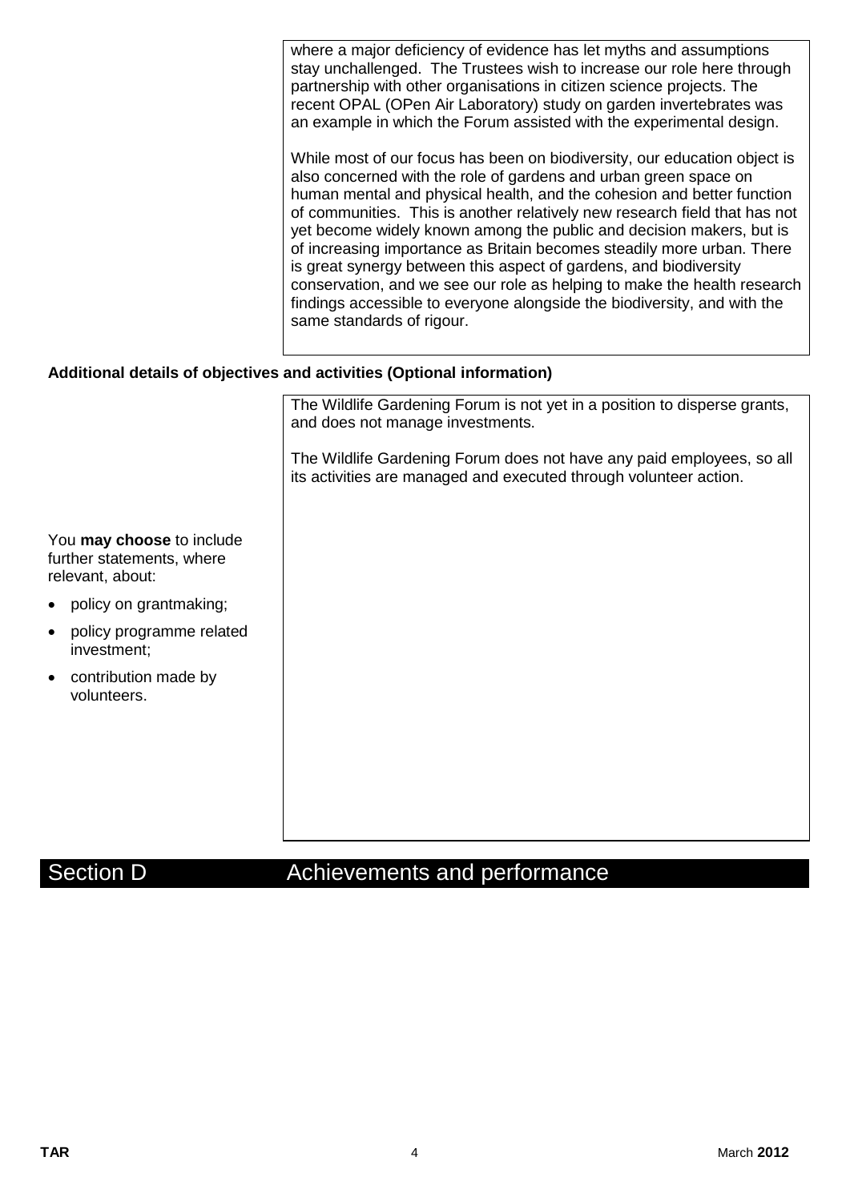where a major deficiency of evidence has let myths and assumptions stay unchallenged. The Trustees wish to increase our role here through partnership with other organisations in citizen science projects. The recent OPAL (OPen Air Laboratory) study on garden invertebrates was an example in which the Forum assisted with the experimental design.

While most of our focus has been on biodiversity, our education object is also concerned with the role of gardens and urban green space on human mental and physical health, and the cohesion and better function of communities. This is another relatively new research field that has not yet become widely known among the public and decision makers, but is of increasing importance as Britain becomes steadily more urban. There is great synergy between this aspect of gardens, and biodiversity conservation, and we see our role as helping to make the health research findings accessible to everyone alongside the biodiversity, and with the same standards of rigour.

**Additional details of objectives and activities (Optional information)**

You **may choose** to include further statements, where relevant, about:

- policy on grantmaking;
- policy programme related investment;
- contribution made by volunteers.

The Wildlife Gardening Forum is not yet in a position to disperse grants, and does not manage investments.

The Wildlife Gardening Forum does not have any paid employees, so all its activities are managed and executed through volunteer action.

## Section D Achievements and performance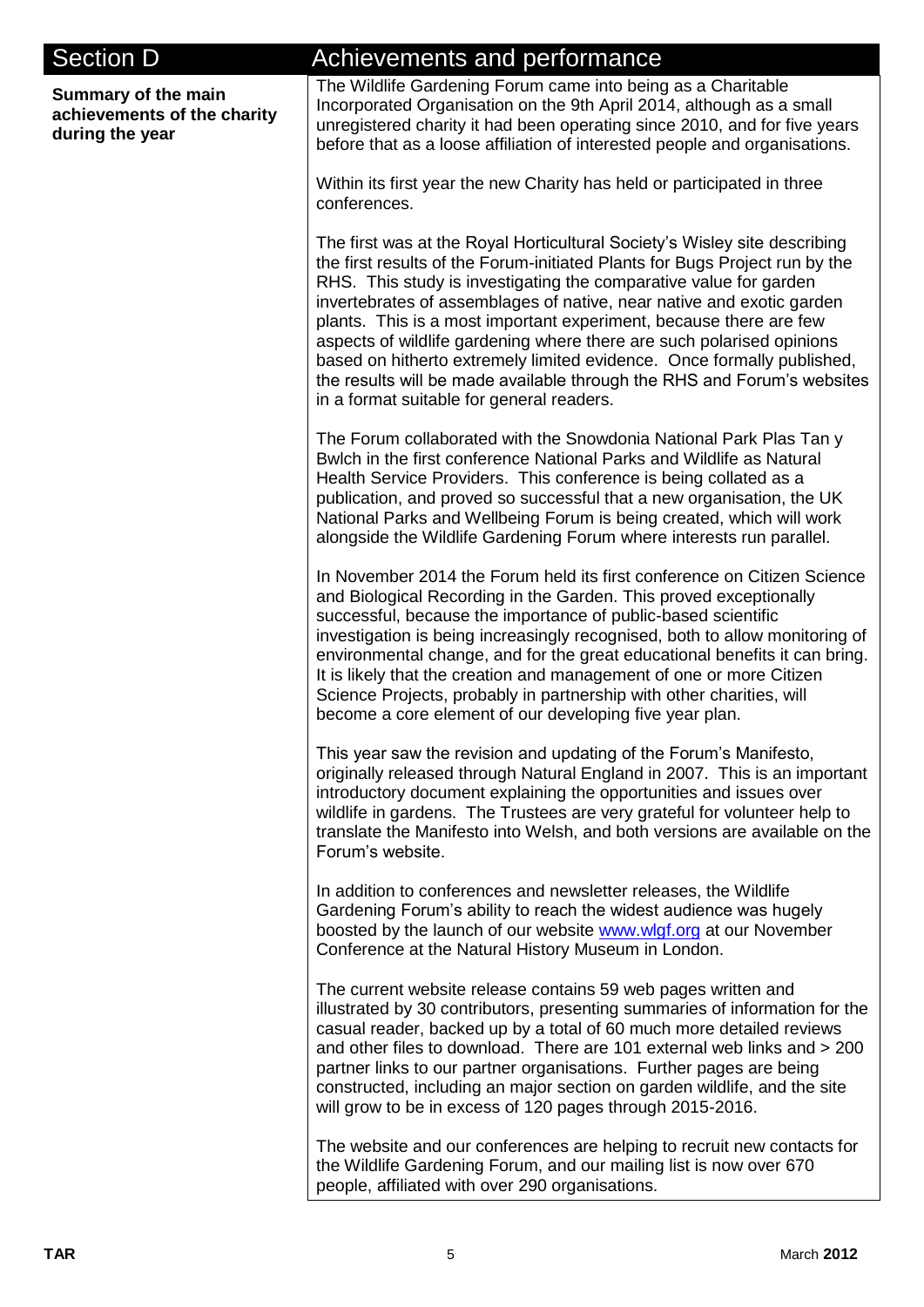## Section D — Achievements and performance

**Summary of the main achievements of the charity during the year**

The Wildlife Gardening Forum came into being as a Charitable Incorporated Organisation on the 9th April 2014, although as a small unregistered charity it had been operating since 2010, and for five years before that as a loose affiliation of interested people and organisations.

Within its first year the new Charity has held or participated in three conferences.

The first was at the Royal Horticultural Society's Wisley site describing the first results of the Forum-initiated Plants for Bugs Project run by the RHS. This study is investigating the comparative value for garden invertebrates of assemblages of native, near native and exotic garden plants. This is a most important experiment, because there are few aspects of wildlife gardening where there are such polarised opinions based on hitherto extremely limited evidence. Once formally published, the results will be made available through the RHS and Forum's websites in a format suitable for general readers.

The Forum collaborated with the Snowdonia National Park Plas Tan y Bwlch in the first conference National Parks and Wildlife as Natural Health Service Providers. This conference is being collated as a publication, and proved so successful that a new organisation, the UK National Parks and Wellbeing Forum is being created, which will work alongside the Wildlife Gardening Forum where interests run parallel.

In November 2014 the Forum held its first conference on Citizen Science and Biological Recording in the Garden. This proved exceptionally successful, because the importance of public-based scientific investigation is being increasingly recognised, both to allow monitoring of environmental change, and for the great educational benefits it can bring. It is likely that the creation and management of one or more Citizen Science Projects, probably in partnership with other charities, will become a core element of our developing five year plan.

This year saw the revision and updating of the Forum's Manifesto, originally released through Natural England in 2007. This is an important introductory document explaining the opportunities and issues over wildlife in gardens. The Trustees are very grateful for volunteer help to translate the Manifesto into Welsh, and both versions are available on the Forum's website.

In addition to conferences and newsletter releases, the Wildlife Gardening Forum's ability to reach the widest audience was hugely boosted by the launch of our website www.wlgf.org at our November Conference at the Natural History Museum in London.

The current website release contains 59 web pages written and illustrated by 30 contributors, presenting summaries of information for the casual reader, backed up by a total of 60 much more detailed reviews and other files to download. There are 101 external web links and > 200 partner links to our partner organisations. Further pages are being constructed, including an major section on garden wildlife, and the site will grow to be in excess of 120 pages through 2015-2016.

The website and our conferences are helping to recruit new contacts for the Wildlife Gardening Forum, and our mailing list is now over 670 people, affiliated with over 290 organisations.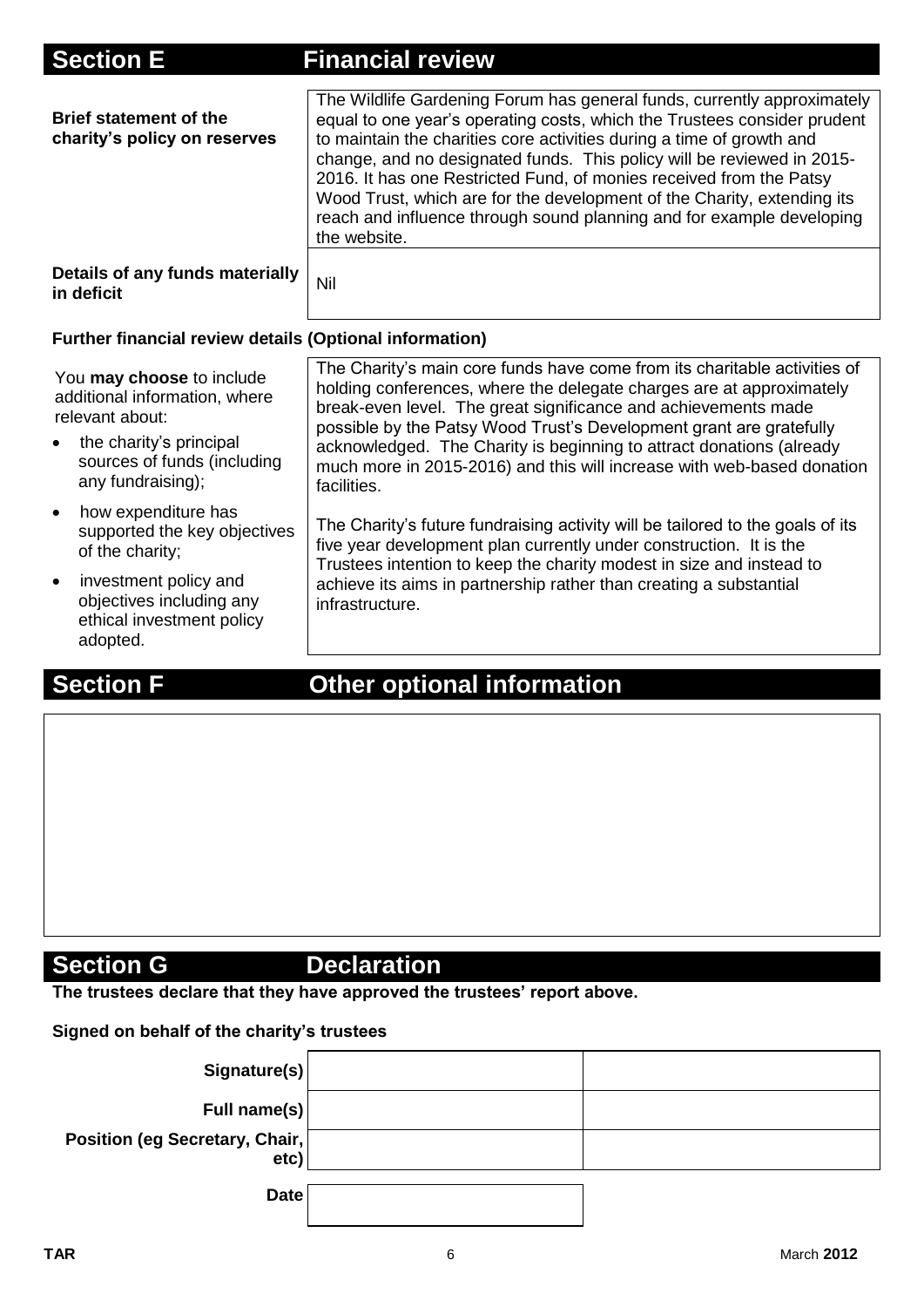## Section E Financial review

| | |
|---|---|
| **Brief statement of the charity's policy on reserves** | The Wildlife Gardening Forum has general funds, currently approximately equal to one year's operating costs, which the Trustees consider prudent to maintain the charities core activities during a time of growth and change, and no designated funds. This policy will be reviewed in 2015-2016. It has one Restricted Fund, of monies received from the Patsy Wood Trust, which are for the development of the Charity, extending its reach and influence through sound planning and for example developing the website. |
| **Details of any funds materially in deficit** | Nil |

**Further financial review details (Optional information)**

| | |
|---|---|
| You **may choose** to include additional information, where relevant about:<br>• the charity's principal sources of funds (including any fundraising);<br>• how expenditure has supported the key objectives of the charity;<br>• investment policy and objectives including any ethical investment policy adopted. | The Charity's main core funds have come from its charitable activities of holding conferences, where the delegate charges are at approximately break-even level. The great significance and achievements made possible by the Patsy Wood Trust's Development grant are gratefully acknowledged. The Charity is beginning to attract donations (already much more in 2015-2016) and this will increase with web-based donation facilities.<br><br>The Charity's future fundraising activity will be tailored to the goals of its five year development plan currently under construction. It is the Trustees intention to keep the charity modest in size and instead to achieve its aims in partnership rather than creating a substantial infrastructure. |

## Section F Other optional information

## Section G Declaration

**The trustees declare that they have approved the trustees' report above.**

**Signed on behalf of the charity's trustees**

| | | |
|---|---|---|
| **Signature(s)** | | |
| **Full name(s)** | | |
| **Position (eg Secretary, Chair, etc)** | | |
| **Date** | | |